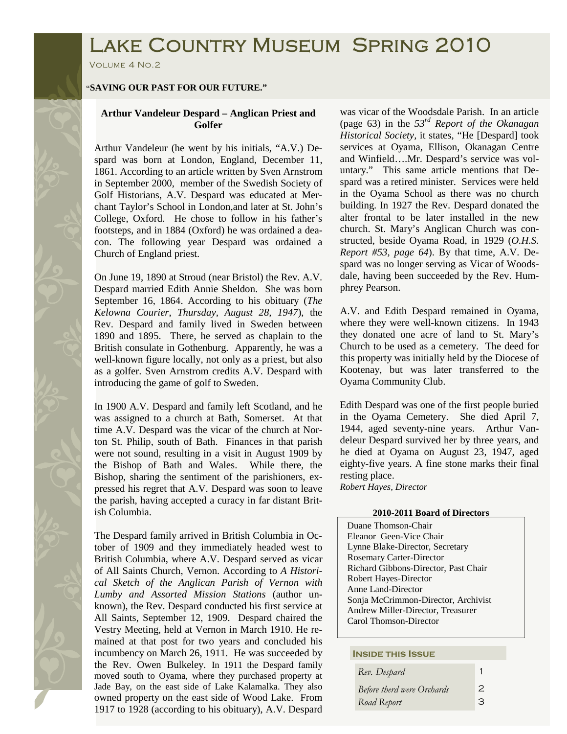# Lake Country Museum Spring 2010

Volume 4 No.2

**"SAVING OUR PAST FOR OUR FUTURE."**

### Arthur Vandeleur Despard – Anglican Priest and Golfer

Arthur Vandeleur (he went by his initials, "A.V.) Despard was born at London, England, December 11, 1861. According to an article written by Sven Arnstrom in September 2000, member of the Swedish Society of Golf Historians, A.V. Despard was educated at Merchant Taylor's School in London,and later at St. John's College, Oxford. He chose to follow in his father's footsteps, and in 1884 (Oxford) he was ordained a deacon. The following year Despard was ordained a Church of England priest.

On June 19, 1890 at Stroud (near Bristol) the Rev. A.V. Despard married Edith Annie Sheldon. She was born September 16, 1864. According to his obituary (*The Kelowna Courier, Thursday, August 28, 1947*), the Rev. Despard and family lived in Sweden between 1890 and 1895. There, he served as chaplain to the British consulate in Gothenburg. Apparently, he was a well-known figure locally, not only as a priest, but also as a golfer. Sven Arnstrom credits A.V. Despard with introducing the game of golf to Sweden.

In 1900 A.V. Despard and family left Scotland, and he was assigned to a church at Bath, Somerset. At that time A.V. Despard was the vicar of the church at Norton St. Philip, south of Bath. Finances in that parish were not sound, resulting in a visit in August 1909 by the Bishop of Bath and Wales. While there, the Bishop, sharing the sentiment of the parishioners, expressed his regret that A.V. Despard was soon to leave the parish, having accepted a curacy in far distant British Columbia.

The Despard family arrived in British Columbia in October of 1909 and they immediately headed west to British Columbia, where A.V. Despard served as vicar of All Saints Church, Vernon. According to *A Historical Sketch of the Anglican Parish of Vernon with Lumby and Assorted Mission Stations* (author unknown), the Rev. Despard conducted his first service at All Saints, September 12, 1909. Despard chaired the Vestry Meeting, held at Vernon in March 1910. He remained at that post for two years and concluded his incumbency on March 26, 1911. He was succeeded by the Rev. Owen Bulkeley. In 1911 the Despard family moved south to Oyama, where they purchased property at Jade Bay, on the east side of Lake Kalamalka. They also owned property on the east side of Wood Lake. From 1917 to 1928 (according to his obituary), A.V. Despard was vicar of the Woodsdale Parish. In an article (page 63) in the *53rd Report of the Okanagan Historical Society*, it states, "He [Despard] took services at Oyama, Ellison, Okanagan Centre and Winfield….Mr. Despard's service was voluntary." This same article mentions that Despard was a retired minister. Services were held in the Oyama School as there was no church building. In 1927 the Rev. Despard donated the alter frontal to be later installed in the new church. St. Mary's Anglican Church was constructed, beside Oyama Road, in 1929 (*O.H.S. Report #53, page 64*). By that time, A.V. Despard was no longer serving as Vicar of Woodsdale, having been succeeded by the Rev. Humphrey Pearson.

A.V. and Edith Despard remained in Oyama, where they were well-known citizens. In 1943 they donated one acre of land to St. Mary's Church to be used as a cemetery. The deed for this property was initially held by the Diocese of Kootenay, but was later transferred to the Oyama Community Club.

Edith Despard was one of the first people buried in the Oyama Cemetery. She died April 7, 1944, aged seventy-nine years. Arthur Vandeleur Despard survived her by three years, and he died at Oyama on August 23, 1947, aged eighty-five years. A fine stone marks their final resting place.

*Robert Hayes, Director*

**2010-2011 Board of Directors**

Duane Thomson-Chair
Eleanor Geen-Vice Chair
Lynne Blake-Director, Secretary
Rosemary Carter-Director
Richard Gibbons-Director, Past Chair
Robert Hayes-Director
Anne Land-Director
Sonja McCrimmon-Director, Archivist
Andrew Miller-Director, Treasurer
Carol Thomson-Director

**Inside this Issue**

| | |
|---|---|
| *Rev. Despard* | 1 |
| *Before therd were Orchards* | 2 |
| *Road Report* | 3 |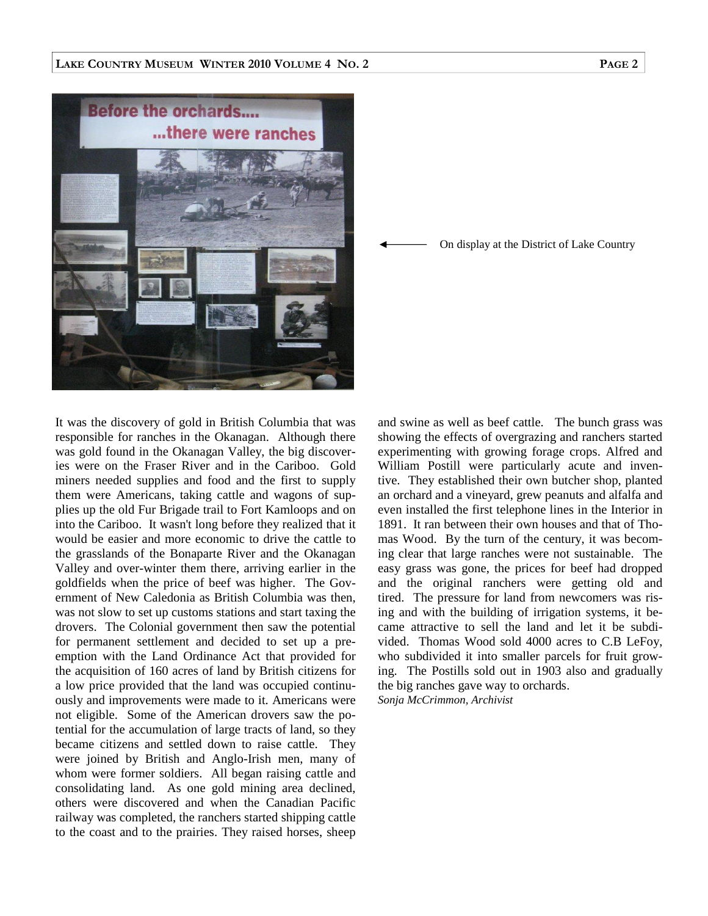On display at the District of Lake Country

It was the discovery of gold in British Columbia that was responsible for ranches in the Okanagan. Although there was gold found in the Okanagan Valley, the big discoveries were on the Fraser River and in the Cariboo. Gold miners needed supplies and food and the first to supply them were Americans, taking cattle and wagons of supplies up the old Fur Brigade trail to Fort Kamloops and on into the Cariboo. It wasn't long before they realized that it would be easier and more economic to drive the cattle to the grasslands of the Bonaparte River and the Okanagan Valley and over-winter them there, arriving earlier in the goldfields when the price of beef was higher. The Government of New Caledonia as British Columbia was then, was not slow to set up customs stations and start taxing the drovers. The Colonial government then saw the potential for permanent settlement and decided to set up a pre-emption with the Land Ordinance Act that provided for the acquisition of 160 acres of land by British citizens for a low price provided that the land was occupied continuously and improvements were made to it. Americans were not eligible. Some of the American drovers saw the potential for the accumulation of large tracts of land, so they became citizens and settled down to raise cattle. They were joined by British and Anglo-Irish men, many of whom were former soldiers. All began raising cattle and consolidating land. As one gold mining area declined, others were discovered and when the Canadian Pacific railway was completed, the ranchers started shipping cattle to the coast and to the prairies. They raised horses, sheep and swine as well as beef cattle. The bunch grass was showing the effects of overgrazing and ranchers started experimenting with growing forage crops. Alfred and William Postill were particularly acute and inventive. They established their own butcher shop, planted an orchard and a vineyard, grew peanuts and alfalfa and even installed the first telephone lines in the Interior in 1891. It ran between their own houses and that of Thomas Wood. By the turn of the century, it was becoming clear that large ranches were not sustainable. The easy grass was gone, the prices for beef had dropped and the original ranchers were getting old and tired. The pressure for land from newcomers was rising and with the building of irrigation systems, it became attractive to sell the land and let it be subdivided. Thomas Wood sold 4000 acres to C.B LeFoy, who subdivided it into smaller parcels for fruit growing. The Postills sold out in 1903 also and gradually the big ranches gave way to orchards.

*Sonja McCrimmon, Archivist*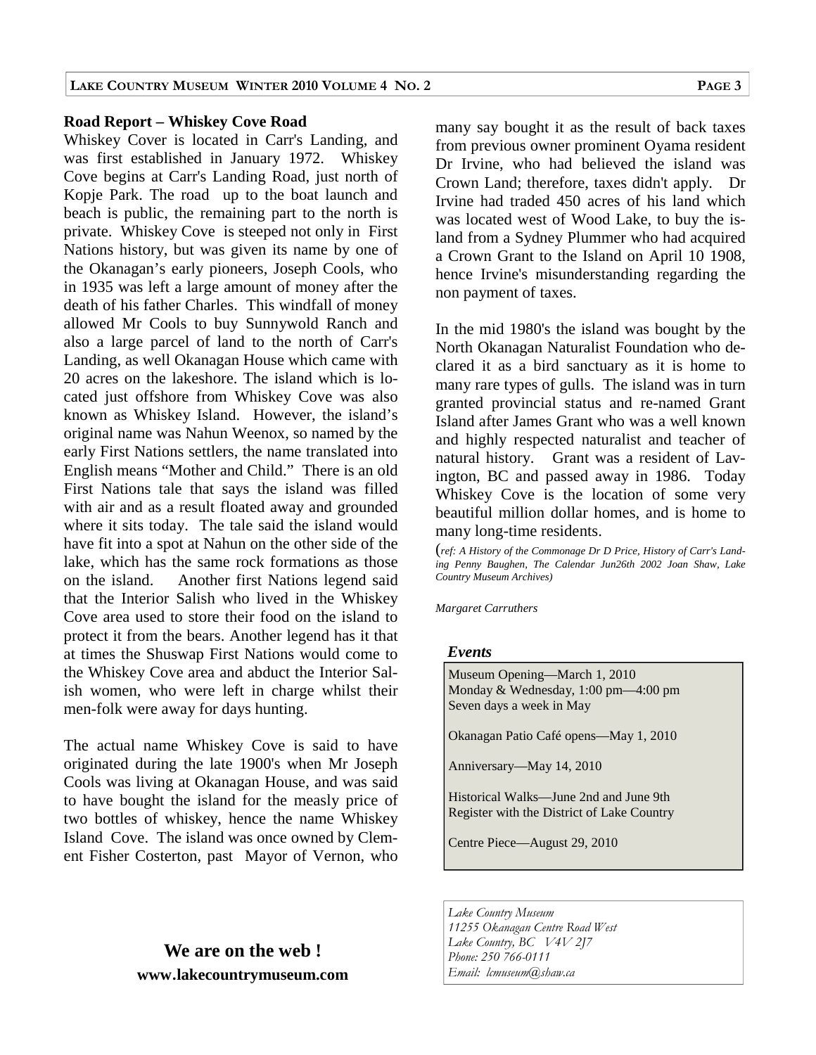### Road Report – Whiskey Cove Road

Whiskey Cover is located in Carr's Landing, and was first established in January 1972. Whiskey Cove begins at Carr's Landing Road, just north of Kopje Park. The road up to the boat launch and beach is public, the remaining part to the north is private. Whiskey Cove is steeped not only in First Nations history, but was given its name by one of the Okanagan's early pioneers, Joseph Cools, who in 1935 was left a large amount of money after the death of his father Charles. This windfall of money allowed Mr Cools to buy Sunnywold Ranch and also a large parcel of land to the north of Carr's Landing, as well Okanagan House which came with 20 acres on the lakeshore. The island which is located just offshore from Whiskey Cove was also known as Whiskey Island. However, the island's original name was Nahun Weenox, so named by the early First Nations settlers, the name translated into English means "Mother and Child." There is an old First Nations tale that says the island was filled with air and as a result floated away and grounded where it sits today. The tale said the island would have fit into a spot at Nahun on the other side of the lake, which has the same rock formations as those on the island. Another first Nations legend said that the Interior Salish who lived in the Whiskey Cove area used to store their food on the island to protect it from the bears. Another legend has it that at times the Shuswap First Nations would come to the Whiskey Cove area and abduct the Interior Salish women, who were left in charge whilst their men-folk were away for days hunting.

The actual name Whiskey Cove is said to have originated during the late 1900's when Mr Joseph Cools was living at Okanagan House, and was said to have bought the island for the measly price of two bottles of whiskey, hence the name Whiskey Island Cove. The island was once owned by Clement Fisher Costerton, past Mayor of Vernon, who many say bought it as the result of back taxes from previous owner prominent Oyama resident Dr Irvine, who had believed the island was Crown Land; therefore, taxes didn't apply. Dr Irvine had traded 450 acres of his land which was located west of Wood Lake, to buy the island from a Sydney Plummer who had acquired a Crown Grant to the Island on April 10 1908, hence Irvine's misunderstanding regarding the non payment of taxes.

In the mid 1980's the island was bought by the North Okanagan Naturalist Foundation who declared it as a bird sanctuary as it is home to many rare types of gulls. The island was in turn granted provincial status and re-named Grant Island after James Grant who was a well known and highly respected naturalist and teacher of natural history. Grant was a resident of Lavington, BC and passed away in 1986. Today Whiskey Cove is the location of some very beautiful million dollar homes, and is home to many long-time residents.

(*ref: A History of the Commonage Dr D Price, History of Carr's Landing Penny Baughen, The Calendar Jun26th 2002 Joan Shaw, Lake Country Museum Archives)*

*Margaret Carruthers*

### *Events*

Museum Opening—March 1, 2010
Monday & Wednesday, 1:00 pm—4:00 pm
Seven days a week in May

Okanagan Patio Café opens—May 1, 2010

Anniversary—May 14, 2010

Historical Walks—June 2nd and June 9th
Register with the District of Lake Country

Centre Piece—August 29, 2010

**We are on the web !**
**www.lakecountrymuseum.com**

*Lake Country Museum*
*11255 Okanagan Centre Road West*
*Lake Country, BC V4V 2J7*
*Phone: 250 766-0111*
*Email: lcmuseum@shaw.ca*